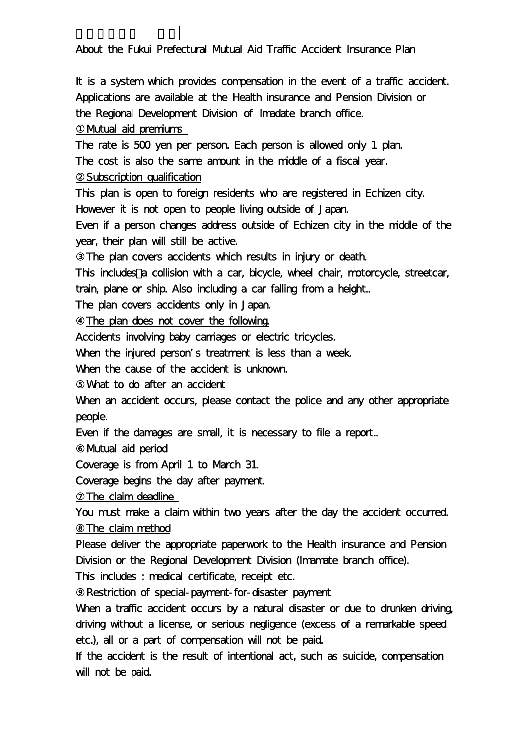About the Fukui Prefectural Mutual Aid Traffic Accident Insurance Plan

It is a system which provides compensation in the event of a traffic accident. Applications are available at the Health insurance and Pension Division or the Regional Development Division of Imadate branch office.

① Mutual aid premiums

The rate is 500 yen per person. Each person is allowed only 1 plan. The cost is also the same amount in the middle of a fiscal year.

② Subscription qualification

This plan is open to foreign residents who are registered in Echizen city. However it is not open to people living outside of Japan.

Even if a person changes address outside of Echizen city in the middle of the year, their plan will still be active.

③ The plan covers accidents which results in injury or death.

This includes a collision with a car, bicycle, wheel chair, motorcycle, streetcar, train, plane or ship. Also including a car falling from a height..

The plan covers accidents only in Japan.

④ The plan does not cover the following.

Accidents involving baby carriages or electric tricycles.

When the injured person's treatment is less than a week.

When the cause of the accident is unknown.

⑤ What to do after an accident

When an accident occurs, please contact the police and any other appropriate people.

Even if the damages are small, it is necessary to file a report..

⑥ Mutual aid period

Coverage is from April 1 to March 31.

Coverage begins the day after payment.

⑦ The claim deadline

You must make a claim within two years after the day the accident occurred.

⑧ The claim method

Please deliver the appropriate paperwork to the Health insurance and Pension Division or the Regional Development Division (Imamate branch office).

This includes : medical certificate, receipt etc.

⑨ Restriction of special-payment-for-disaster payment

When a traffic accident occurs by a natural disaster or due to drunken driving, driving without a license, or serious negligence (excess of a remarkable speed etc.), all or a part of compensation will not be paid.

If the accident is the result of intentional act, such as suicide, compensation will not be paid.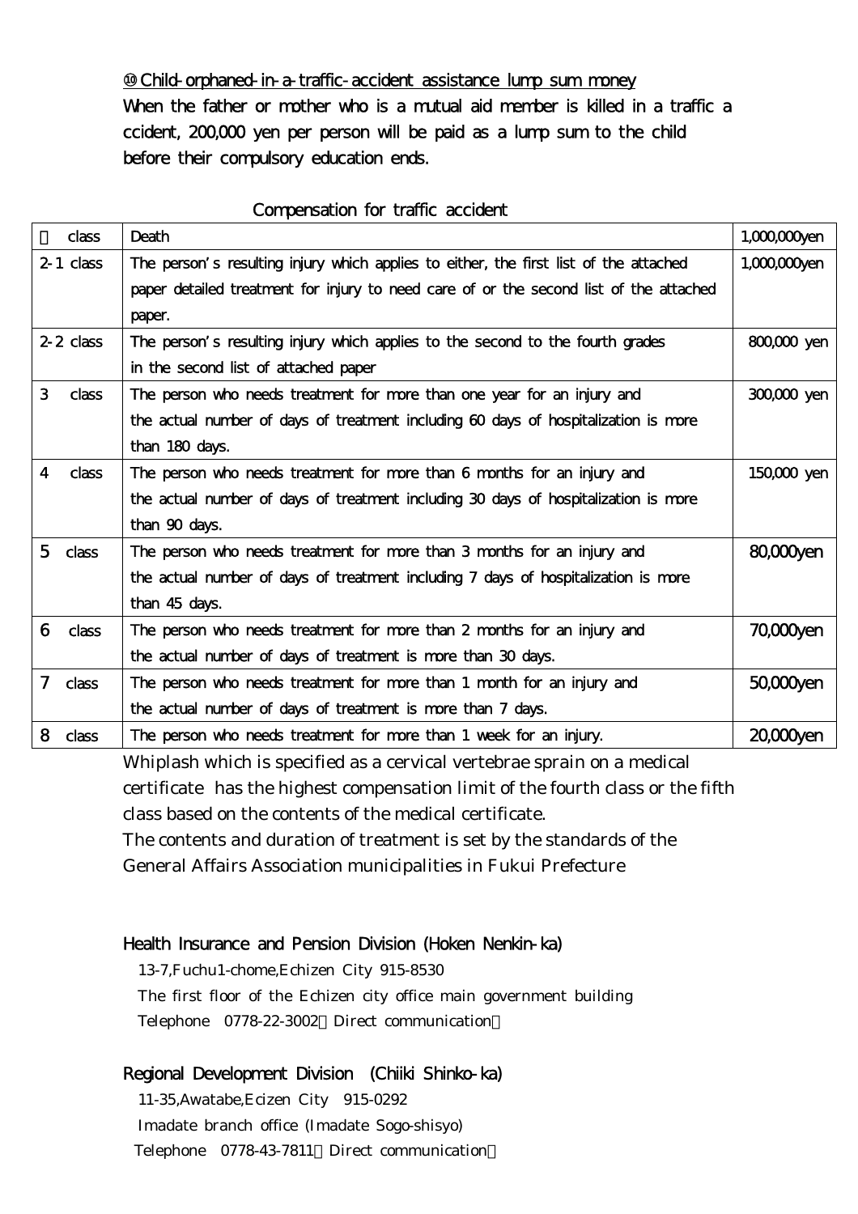⑩ Child-orphaned-in-a-traffic-accident assistance lump sum money

When the father or mother who is a mutual aid member is killed in a traffic a ccident, 200,000 yen per person will be paid as a lump sum to the child before their compulsory education ends.

Compensation for traffic accident

| | | |
|---|---|---|
| ① class | Death | 1,000,000yen |
| 2-1 class | The person's resulting injury which applies to either, the first list of the attached paper detailed treatment for injury to need care of or the second list of the attached paper. | 1,000,000yen |
| 2-2 class | The person's resulting injury which applies to the second to the fourth grades in the second list of attached paper | 800,000 yen |
| 3 class | The person who needs treatment for more than one year for an injury and the actual number of days of treatment including 60 days of hospitalization is more than 180 days. | 300,000 yen |
| 4 class | The person who needs treatment for more than 6 months for an injury and the actual number of days of treatment including 30 days of hospitalization is more than 90 days. | 150,000 yen |
| 5 class | The person who needs treatment for more than 3 months for an injury and the actual number of days of treatment including 7 days of hospitalization is more than 45 days. | 80,000yen |
| 6 class | The person who needs treatment for more than 2 months for an injury and the actual number of days of treatment is more than 30 days. | 70,000yen |
| 7 class | The person who needs treatment for more than 1 month for an injury and the actual number of days of treatment is more than 7 days. | 50,000yen |
| 8 class | The person who needs treatment for more than 1 week for an injury. | 20,000yen |

Whiplash which is specified as a cervical vertebrae sprain on a medical certificate has the highest compensation limit of the fourth class or the fifth class based on the contents of the medical certificate.
The contents and duration of treatment is set by the standards of the General Affairs Association municipalities in Fukui Prefecture

### Health Insurance and Pension Division (Hoken Nenkin-ka)

13-7,Fuchu1-chome,Echizen City 915-8530
The first floor of the Echizen city office main government building
Telephone 0778-22-3002（Direct communication）

### Regional Development Division (Chiiki Shinko-ka)

11-35,Awatabe,Ecizen City 915-0292
Imadate branch office (Imadate Sogo-shisyo)
Telephone 0778-43-7811（Direct communication）